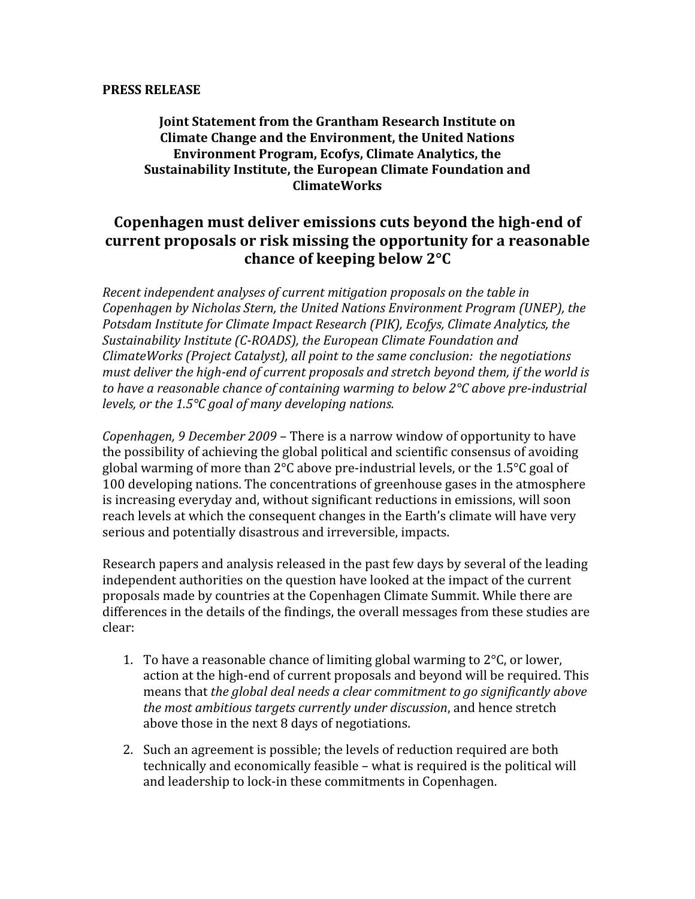**PRESS RELEASE**

**Joint Statement from the Grantham Research Institute on Climate Change and the Environment, the United Nations Environment Program, Ecofys, Climate Analytics, the Sustainability Institute, the European Climate Foundation and ClimateWorks**

# Copenhagen must deliver emissions cuts beyond the high-end of current proposals or risk missing the opportunity for a reasonable chance of keeping below 2°C

*Recent independent analyses of current mitigation proposals on the table in Copenhagen by Nicholas Stern, the United Nations Environment Program (UNEP), the Potsdam Institute for Climate Impact Research (PIK), Ecofys, Climate Analytics, the Sustainability Institute (C-ROADS), the European Climate Foundation and ClimateWorks (Project Catalyst), all point to the same conclusion: the negotiations must deliver the high-end of current proposals and stretch beyond them, if the world is to have a reasonable chance of containing warming to below 2°C above pre-industrial levels, or the 1.5°C goal of many developing nations.*

*Copenhagen, 9 December 2009* – There is a narrow window of opportunity to have the possibility of achieving the global political and scientific consensus of avoiding global warming of more than 2°C above pre-industrial levels, or the 1.5°C goal of 100 developing nations. The concentrations of greenhouse gases in the atmosphere is increasing everyday and, without significant reductions in emissions, will soon reach levels at which the consequent changes in the Earth's climate will have very serious and potentially disastrous and irreversible, impacts.

Research papers and analysis released in the past few days by several of the leading independent authorities on the question have looked at the impact of the current proposals made by countries at the Copenhagen Climate Summit. While there are differences in the details of the findings, the overall messages from these studies are clear:

1. To have a reasonable chance of limiting global warming to 2°C, or lower, action at the high-end of current proposals and beyond will be required. This means that *the global deal needs a clear commitment to go significantly above the most ambitious targets currently under discussion*, and hence stretch above those in the next 8 days of negotiations.

2. Such an agreement is possible; the levels of reduction required are both technically and economically feasible – what is required is the political will and leadership to lock-in these commitments in Copenhagen.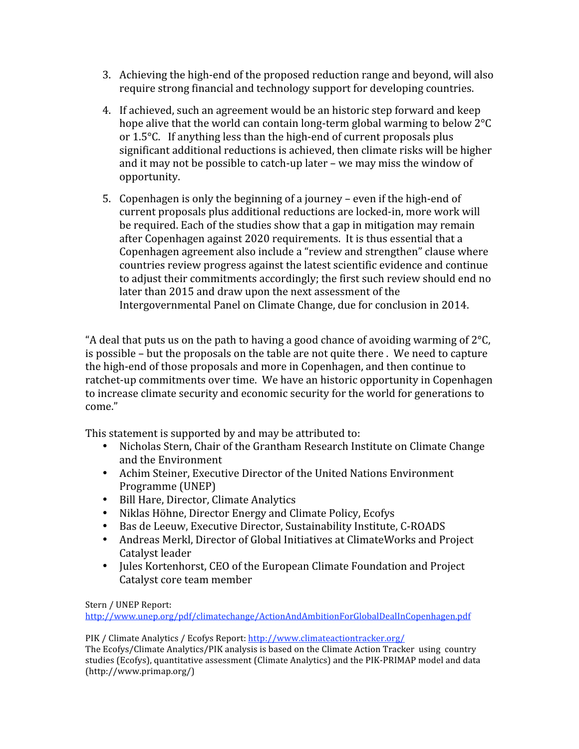3. Achieving the high-end of the proposed reduction range and beyond, will also require strong financial and technology support for developing countries.

4. If achieved, such an agreement would be an historic step forward and keep hope alive that the world can contain long-term global warming to below 2°C or 1.5°C. If anything less than the high-end of current proposals plus significant additional reductions is achieved, then climate risks will be higher and it may not be possible to catch-up later – we may miss the window of opportunity.

5. Copenhagen is only the beginning of a journey – even if the high-end of current proposals plus additional reductions are locked-in, more work will be required. Each of the studies show that a gap in mitigation may remain after Copenhagen against 2020 requirements. It is thus essential that a Copenhagen agreement also include a "review and strengthen" clause where countries review progress against the latest scientific evidence and continue to adjust their commitments accordingly; the first such review should end no later than 2015 and draw upon the next assessment of the Intergovernmental Panel on Climate Change, due for conclusion in 2014.

"A deal that puts us on the path to having a good chance of avoiding warming of 2°C, is possible – but the proposals on the table are not quite there . We need to capture the high-end of those proposals and more in Copenhagen, and then continue to ratchet-up commitments over time. We have an historic opportunity in Copenhagen to increase climate security and economic security for the world for generations to come."

This statement is supported by and may be attributed to:

- Nicholas Stern, Chair of the Grantham Research Institute on Climate Change and the Environment
- Achim Steiner, Executive Director of the United Nations Environment Programme (UNEP)
- Bill Hare, Director, Climate Analytics
- Niklas Höhne, Director Energy and Climate Policy, Ecofys
- Bas de Leeuw, Executive Director, Sustainability Institute, C-ROADS
- Andreas Merkl, Director of Global Initiatives at ClimateWorks and Project Catalyst leader
- Jules Kortenhorst, CEO of the European Climate Foundation and Project Catalyst core team member

Stern / UNEP Report:
http://www.unep.org/pdf/climatechange/ActionAndAmbitionForGlobalDealInCopenhagen.pdf

PIK / Climate Analytics / Ecofys Report: http://www.climateactiontracker.org/
The Ecofys/Climate Analytics/PIK analysis is based on the Climate Action Tracker using country studies (Ecofys), quantitative assessment (Climate Analytics) and the PIK-PRIMAP model and data (http://www.primap.org/)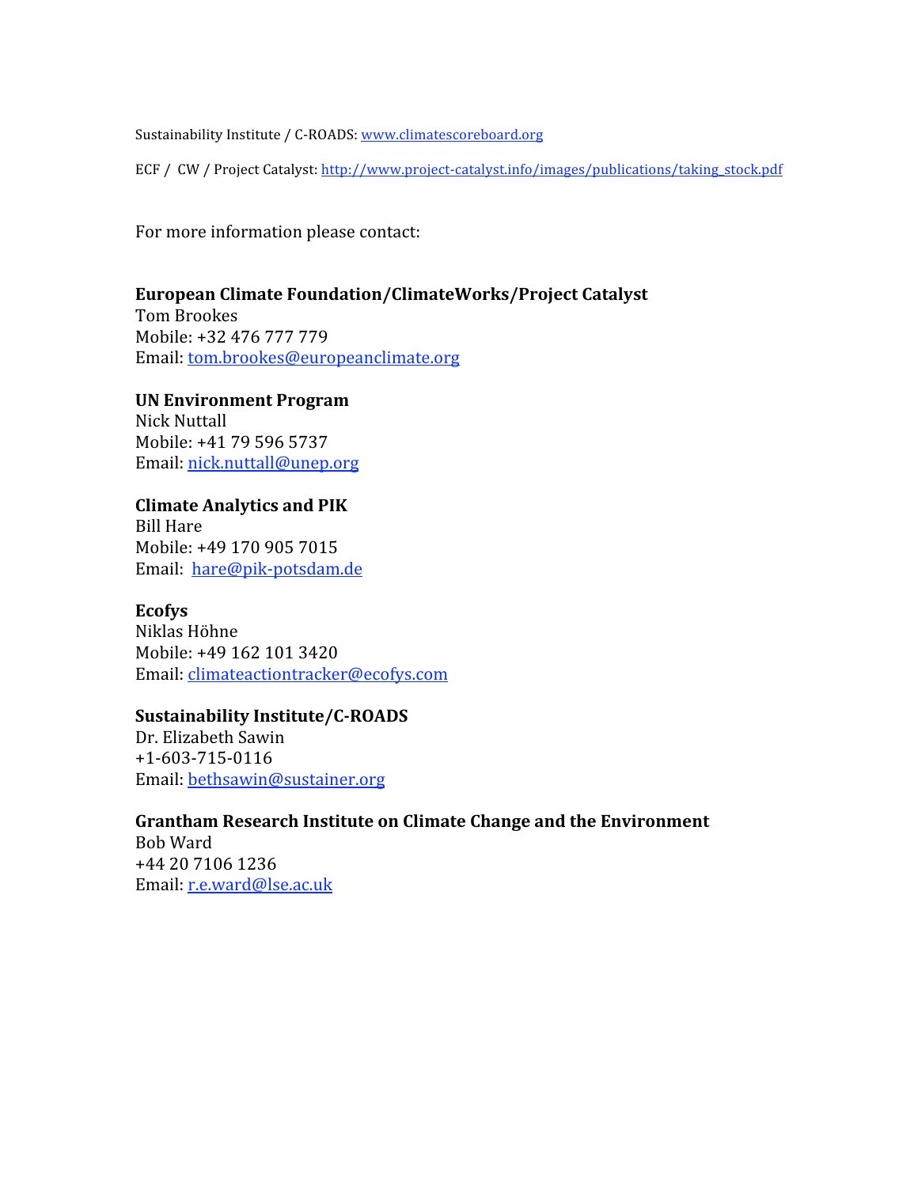Sustainability Institute / C-ROADS: www.climatescoreboard.org

ECF / CW / Project Catalyst: http://www.project-catalyst.info/images/publications/taking_stock.pdf

For more information please contact:

**European Climate Foundation/ClimateWorks/Project Catalyst**
Tom Brookes
Mobile: +32 476 777 779
Email: tom.brookes@europeanclimate.org

**UN Environment Program**
Nick Nuttall
Mobile: +41 79 596 5737
Email: nick.nuttall@unep.org

**Climate Analytics and PIK**
Bill Hare
Mobile: +49 170 905 7015
Email: hare@pik-potsdam.de

**Ecofys**
Niklas Höhne
Mobile: +49 162 101 3420
Email: climateactiontracker@ecofys.com

**Sustainability Institute/C-ROADS**
Dr. Elizabeth Sawin
+1-603-715-0116
Email: bethsawin@sustainer.org

**Grantham Research Institute on Climate Change and the Environment**
Bob Ward
+44 20 7106 1236
Email: r.e.ward@lse.ac.uk